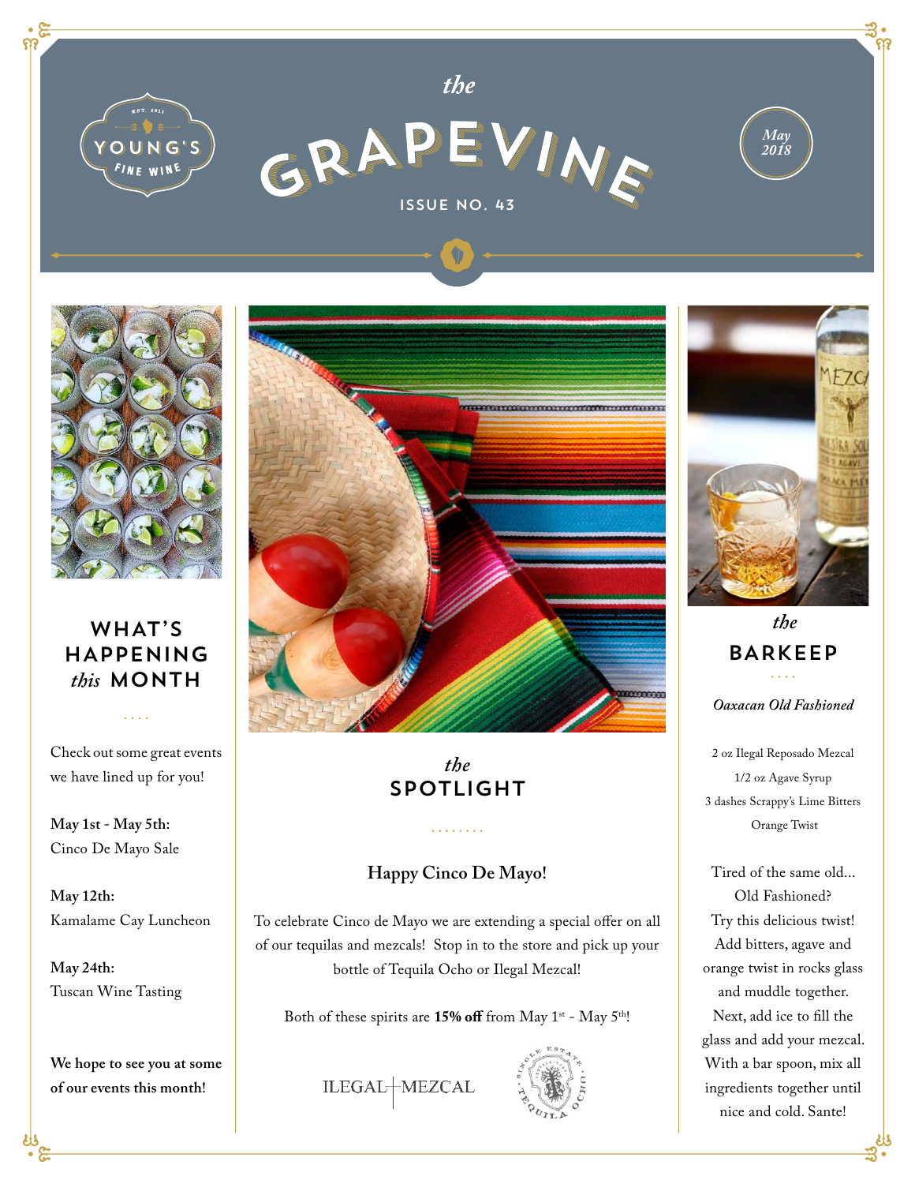# the GRAPEVINE

YOUNG'S FINE WINE — EST. 2011

ISSUE NO. 43

May 2018

## WHAT'S HAPPENING *this* MONTH

Check out some great events we have lined up for you!

**May 1st - May 5th:**
Cinco De Mayo Sale

**May 12th:**
Kamalame Cay Luncheon

**May 24th:**
Tuscan Wine Tasting

**We hope to see you at some of our events this month!**

## *the* SPOTLIGHT

### Happy Cinco De Mayo!

To celebrate Cinco de Mayo we are extending a special offer on all of our tequilas and mezcals! Stop in to the store and pick up your bottle of Tequila Ocho or Ilegal Mezcal!

Both of these spirits are **15% off** from May 1st - May 5th!

ILEGAL MEZCAL

SINGLE ESTATE TEQUILA OCHO

## *the* BARKEEP

*Oaxacan Old Fashioned*

2 oz Ilegal Reposado Mezcal
1/2 oz Agave Syrup
3 dashes Scrappy's Lime Bitters
Orange Twist

Tired of the same old... Old Fashioned? Try this delicious twist! Add bitters, agave and orange twist in rocks glass and muddle together. Next, add ice to fill the glass and add your mezcal. With a bar spoon, mix all ingredients together until nice and cold. Sante!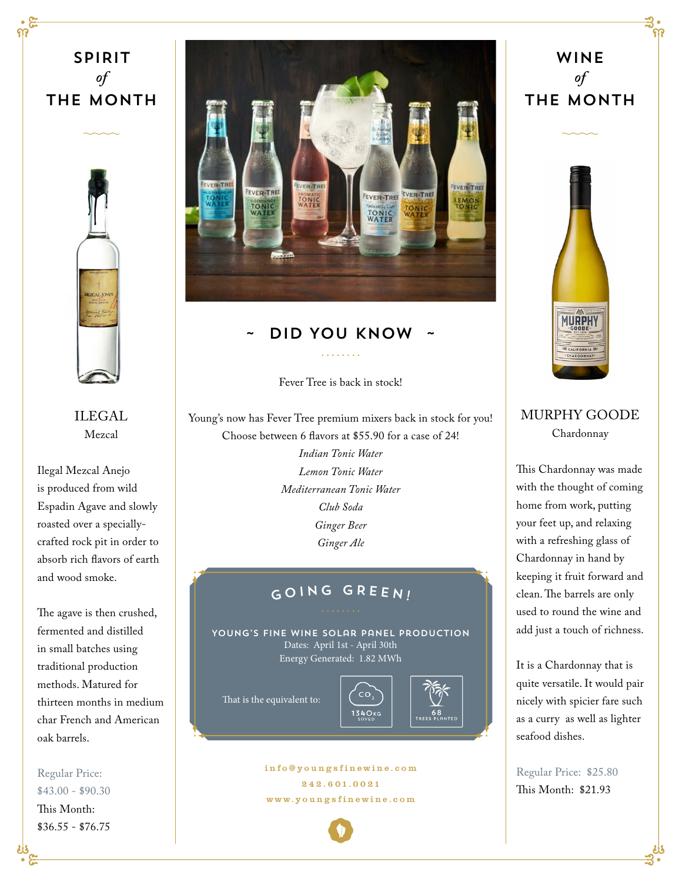## SPIRIT *of* THE MONTH

### ILEGAL
Mezcal

Ilegal Mezcal Anejo is produced from wild Espadin Agave and slowly roasted over a specially-crafted rock pit in order to absorb rich flavors of earth and wood smoke.

The agave is then crushed, fermented and distilled in small batches using traditional production methods. Matured for thirteen months in medium char French and American oak barrels.

Regular Price: $43.00 - $90.30
This Month: $36.55 - $76.75

## ~ DID YOU KNOW ~

Fever Tree is back in stock!

Young's now has Fever Tree premium mixers back in stock for you! Choose between 6 flavors at $55.90 for a case of 24!

*Indian Tonic Water*
*Lemon Tonic Water*
*Mediterranean Tonic Water*
*Club Soda*
*Ginger Beer*
*Ginger Ale*

### GOING GREEN!

**YOUNG'S FINE WINE SOLAR PANEL PRODUCTION**
Dates: April 1st - April 30th
Energy Generated: 1.82 MWh

That is the equivalent to:

$CO_2$ 1340KG SAVED

68 TREES PLANTED

info@youngsfinewine.com
242.601.0021
www.youngsfinewine.com

## WINE *of* THE MONTH

### MURPHY GOODE
Chardonnay

This Chardonnay was made with the thought of coming home from work, putting your feet up, and relaxing with a refreshing glass of Chardonnay in hand by keeping it fruit forward and clean. The barrels are only used to round the wine and add just a touch of richness.

It is a Chardonnay that is quite versatile. It would pair nicely with spicier fare such as a curry as well as lighter seafood dishes.

Regular Price: $25.80
This Month: $21.93